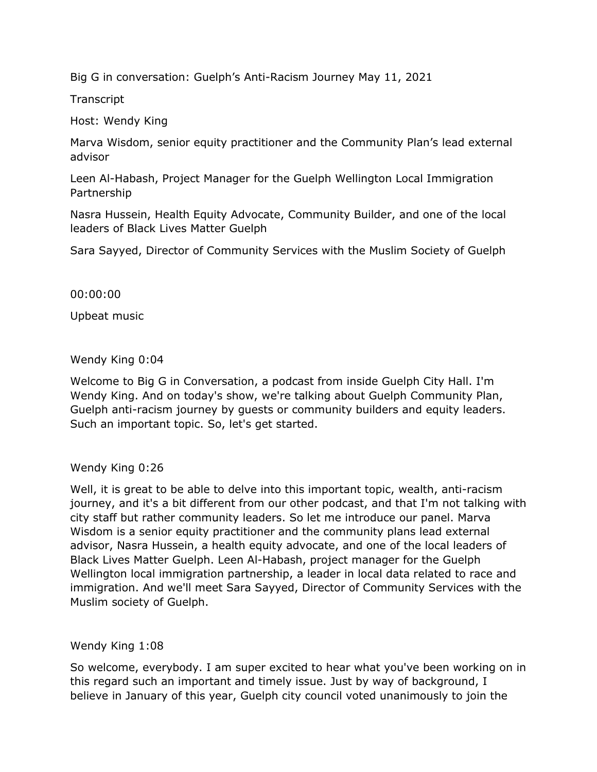Big G in conversation: Guelph's Anti-Racism Journey May 11, 2021

Transcript

Host: Wendy King

Marva Wisdom, senior equity practitioner and the Community Plan's lead external advisor

Leen Al-Habash, Project Manager for the Guelph Wellington Local Immigration Partnership

Nasra Hussein, Health Equity Advocate, Community Builder, and one of the local leaders of Black Lives Matter Guelph

Sara Sayyed, Director of Community Services with the Muslim Society of Guelph

00:00:00

Upbeat music

Wendy King 0:04

Welcome to Big G in Conversation, a podcast from inside Guelph City Hall. I'm Wendy King. And on today's show, we're talking about Guelph Community Plan, Guelph anti-racism journey by guests or community builders and equity leaders. Such an important topic. So, let's get started.

Wendy King 0:26

Well, it is great to be able to delve into this important topic, wealth, anti-racism journey, and it's a bit different from our other podcast, and that I'm not talking with city staff but rather community leaders. So let me introduce our panel. Marva Wisdom is a senior equity practitioner and the community plans lead external advisor, Nasra Hussein, a health equity advocate, and one of the local leaders of Black Lives Matter Guelph. Leen Al-Habash, project manager for the Guelph Wellington local immigration partnership, a leader in local data related to race and immigration. And we'll meet Sara Sayyed, Director of Community Services with the Muslim society of Guelph.

Wendy King 1:08

So welcome, everybody. I am super excited to hear what you've been working on in this regard such an important and timely issue. Just by way of background, I believe in January of this year, Guelph city council voted unanimously to join the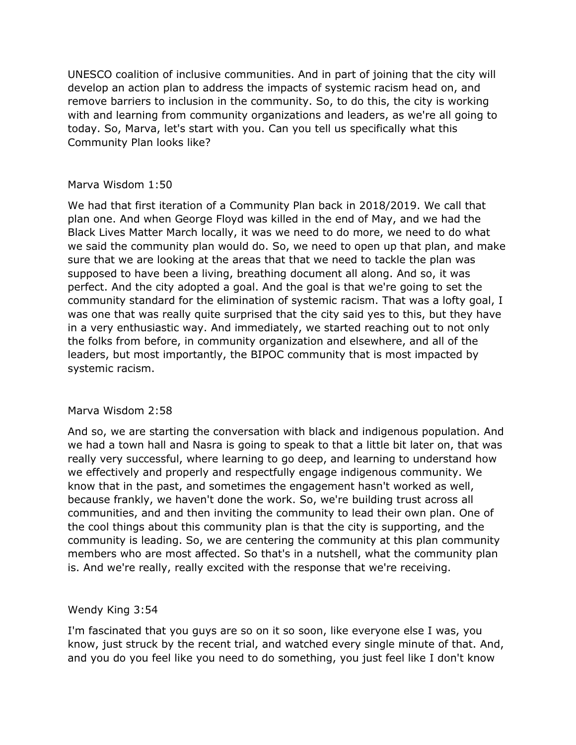UNESCO coalition of inclusive communities. And in part of joining that the city will develop an action plan to address the impacts of systemic racism head on, and remove barriers to inclusion in the community. So, to do this, the city is working with and learning from community organizations and leaders, as we're all going to today. So, Marva, let's start with you. Can you tell us specifically what this Community Plan looks like?

Marva Wisdom 1:50

We had that first iteration of a Community Plan back in 2018/2019. We call that plan one. And when George Floyd was killed in the end of May, and we had the Black Lives Matter March locally, it was we need to do more, we need to do what we said the community plan would do. So, we need to open up that plan, and make sure that we are looking at the areas that that we need to tackle the plan was supposed to have been a living, breathing document all along. And so, it was perfect. And the city adopted a goal. And the goal is that we're going to set the community standard for the elimination of systemic racism. That was a lofty goal, I was one that was really quite surprised that the city said yes to this, but they have in a very enthusiastic way. And immediately, we started reaching out to not only the folks from before, in community organization and elsewhere, and all of the leaders, but most importantly, the BIPOC community that is most impacted by systemic racism.

Marva Wisdom 2:58

And so, we are starting the conversation with black and indigenous population. And we had a town hall and Nasra is going to speak to that a little bit later on, that was really very successful, where learning to go deep, and learning to understand how we effectively and properly and respectfully engage indigenous community. We know that in the past, and sometimes the engagement hasn't worked as well, because frankly, we haven't done the work. So, we're building trust across all communities, and and then inviting the community to lead their own plan. One of the cool things about this community plan is that the city is supporting, and the community is leading. So, we are centering the community at this plan community members who are most affected. So that's in a nutshell, what the community plan is. And we're really, really excited with the response that we're receiving.

Wendy King 3:54

I'm fascinated that you guys are so on it so soon, like everyone else I was, you know, just struck by the recent trial, and watched every single minute of that. And, and you do you feel like you need to do something, you just feel like I don't know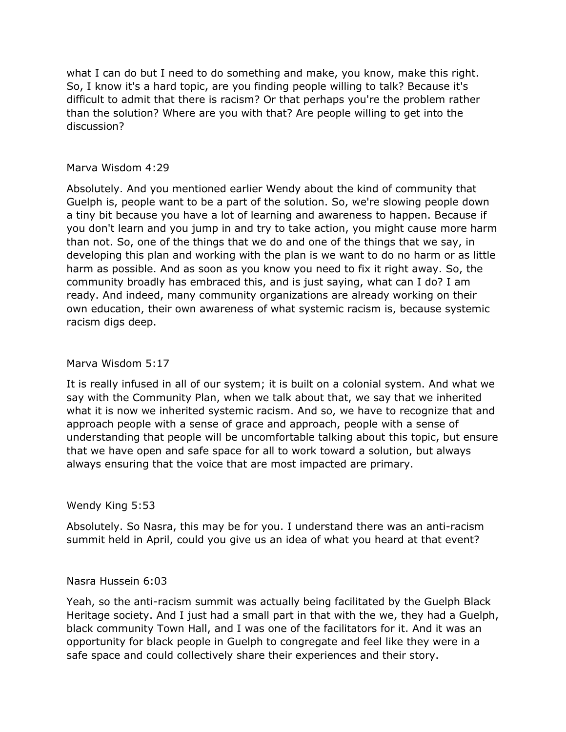what I can do but I need to do something and make, you know, make this right. So, I know it's a hard topic, are you finding people willing to talk? Because it's difficult to admit that there is racism? Or that perhaps you're the problem rather than the solution? Where are you with that? Are people willing to get into the discussion?

Marva Wisdom 4:29

Absolutely. And you mentioned earlier Wendy about the kind of community that Guelph is, people want to be a part of the solution. So, we're slowing people down a tiny bit because you have a lot of learning and awareness to happen. Because if you don't learn and you jump in and try to take action, you might cause more harm than not. So, one of the things that we do and one of the things that we say, in developing this plan and working with the plan is we want to do no harm or as little harm as possible. And as soon as you know you need to fix it right away. So, the community broadly has embraced this, and is just saying, what can I do? I am ready. And indeed, many community organizations are already working on their own education, their own awareness of what systemic racism is, because systemic racism digs deep.

Marva Wisdom 5:17

It is really infused in all of our system; it is built on a colonial system. And what we say with the Community Plan, when we talk about that, we say that we inherited what it is now we inherited systemic racism. And so, we have to recognize that and approach people with a sense of grace and approach, people with a sense of understanding that people will be uncomfortable talking about this topic, but ensure that we have open and safe space for all to work toward a solution, but always always ensuring that the voice that are most impacted are primary.

Wendy King 5:53

Absolutely. So Nasra, this may be for you. I understand there was an anti-racism summit held in April, could you give us an idea of what you heard at that event?

Nasra Hussein 6:03

Yeah, so the anti-racism summit was actually being facilitated by the Guelph Black Heritage society. And I just had a small part in that with the we, they had a Guelph, black community Town Hall, and I was one of the facilitators for it. And it was an opportunity for black people in Guelph to congregate and feel like they were in a safe space and could collectively share their experiences and their story.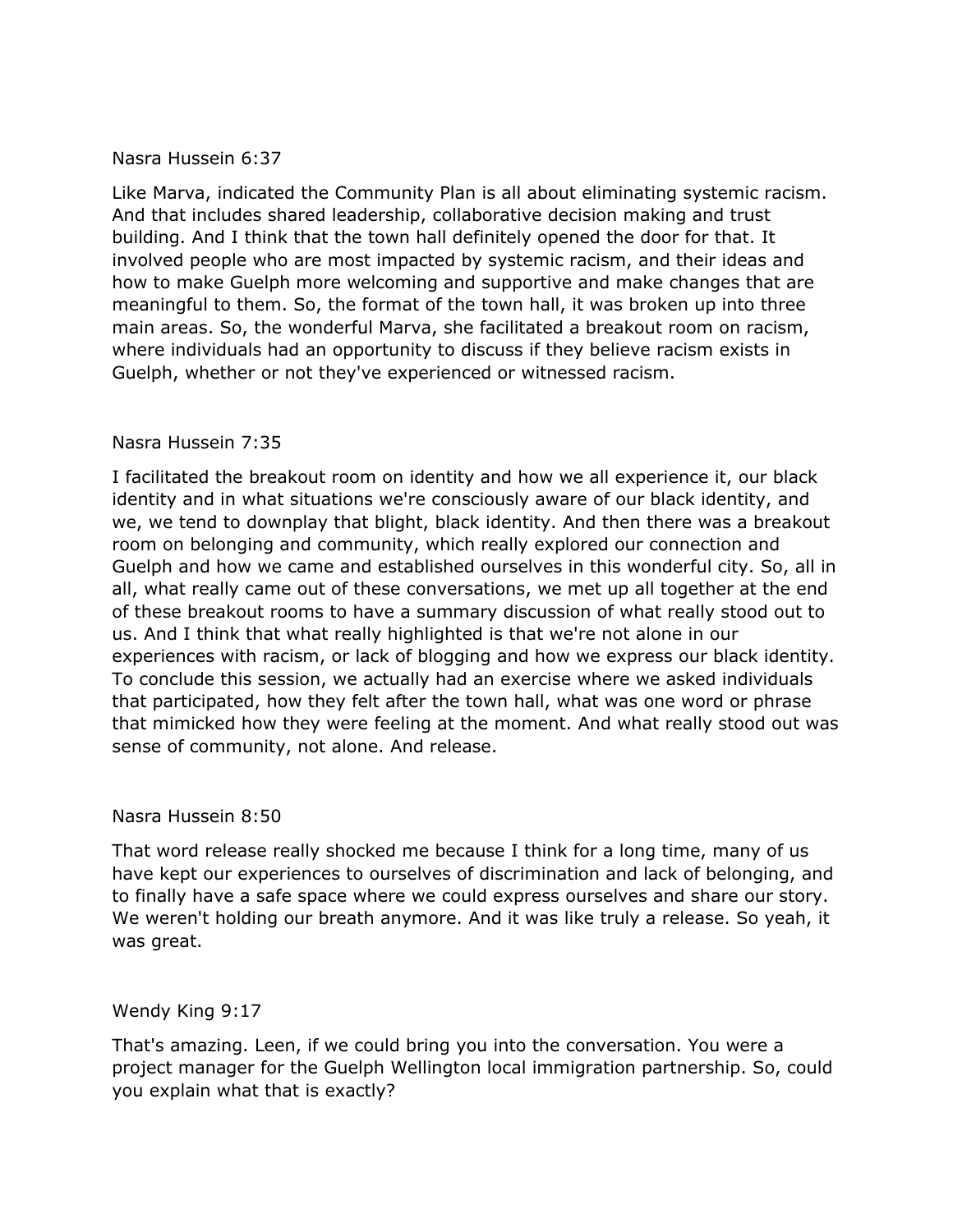Nasra Hussein 6:37

Like Marva, indicated the Community Plan is all about eliminating systemic racism. And that includes shared leadership, collaborative decision making and trust building. And I think that the town hall definitely opened the door for that. It involved people who are most impacted by systemic racism, and their ideas and how to make Guelph more welcoming and supportive and make changes that are meaningful to them. So, the format of the town hall, it was broken up into three main areas. So, the wonderful Marva, she facilitated a breakout room on racism, where individuals had an opportunity to discuss if they believe racism exists in Guelph, whether or not they've experienced or witnessed racism.

Nasra Hussein 7:35

I facilitated the breakout room on identity and how we all experience it, our black identity and in what situations we're consciously aware of our black identity, and we, we tend to downplay that blight, black identity. And then there was a breakout room on belonging and community, which really explored our connection and Guelph and how we came and established ourselves in this wonderful city. So, all in all, what really came out of these conversations, we met up all together at the end of these breakout rooms to have a summary discussion of what really stood out to us. And I think that what really highlighted is that we're not alone in our experiences with racism, or lack of blogging and how we express our black identity. To conclude this session, we actually had an exercise where we asked individuals that participated, how they felt after the town hall, what was one word or phrase that mimicked how they were feeling at the moment. And what really stood out was sense of community, not alone. And release.

Nasra Hussein 8:50

That word release really shocked me because I think for a long time, many of us have kept our experiences to ourselves of discrimination and lack of belonging, and to finally have a safe space where we could express ourselves and share our story. We weren't holding our breath anymore. And it was like truly a release. So yeah, it was great.

Wendy King 9:17

That's amazing. Leen, if we could bring you into the conversation. You were a project manager for the Guelph Wellington local immigration partnership. So, could you explain what that is exactly?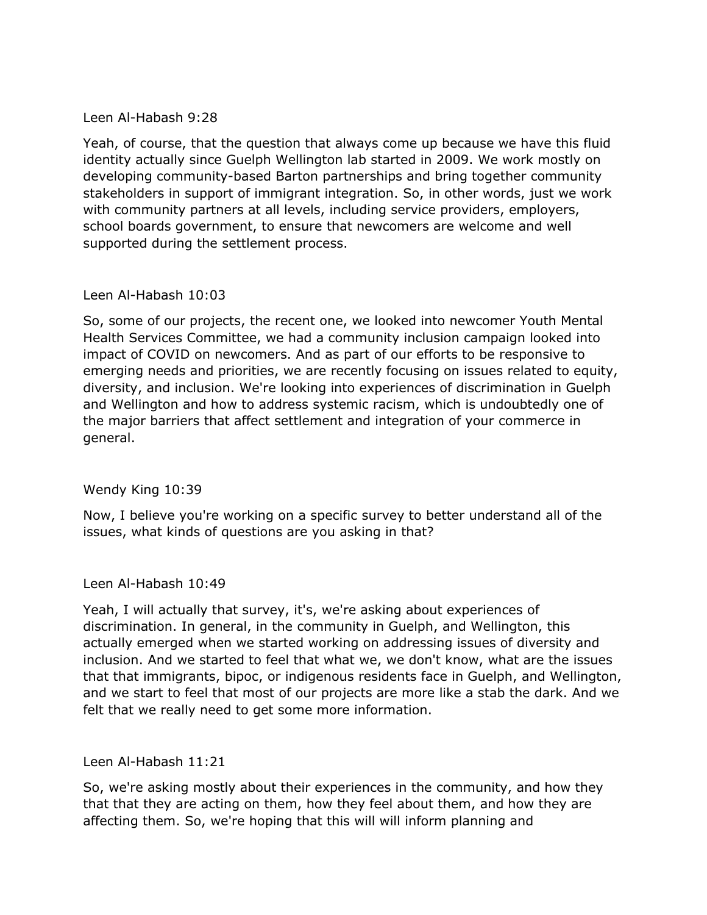Leen Al-Habash 9:28

Yeah, of course, that the question that always come up because we have this fluid identity actually since Guelph Wellington lab started in 2009. We work mostly on developing community-based Barton partnerships and bring together community stakeholders in support of immigrant integration. So, in other words, just we work with community partners at all levels, including service providers, employers, school boards government, to ensure that newcomers are welcome and well supported during the settlement process.

Leen Al-Habash 10:03

So, some of our projects, the recent one, we looked into newcomer Youth Mental Health Services Committee, we had a community inclusion campaign looked into impact of COVID on newcomers. And as part of our efforts to be responsive to emerging needs and priorities, we are recently focusing on issues related to equity, diversity, and inclusion. We're looking into experiences of discrimination in Guelph and Wellington and how to address systemic racism, which is undoubtedly one of the major barriers that affect settlement and integration of your commerce in general.

Wendy King 10:39

Now, I believe you're working on a specific survey to better understand all of the issues, what kinds of questions are you asking in that?

Leen Al-Habash 10:49

Yeah, I will actually that survey, it's, we're asking about experiences of discrimination. In general, in the community in Guelph, and Wellington, this actually emerged when we started working on addressing issues of diversity and inclusion. And we started to feel that what we, we don't know, what are the issues that that immigrants, bipoc, or indigenous residents face in Guelph, and Wellington, and we start to feel that most of our projects are more like a stab the dark. And we felt that we really need to get some more information.

Leen Al-Habash 11:21

So, we're asking mostly about their experiences in the community, and how they that that they are acting on them, how they feel about them, and how they are affecting them. So, we're hoping that this will will inform planning and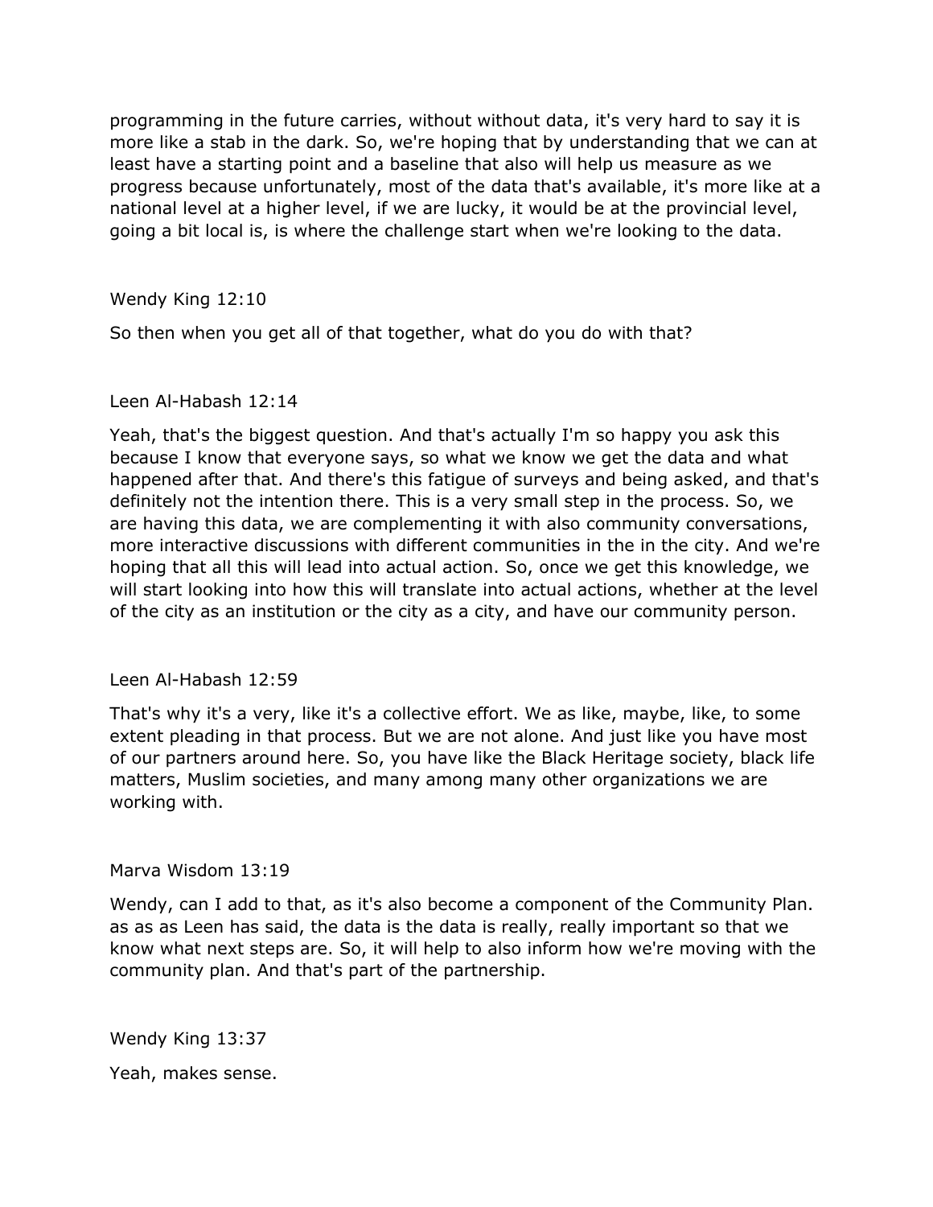programming in the future carries, without without data, it's very hard to say it is more like a stab in the dark. So, we're hoping that by understanding that we can at least have a starting point and a baseline that also will help us measure as we progress because unfortunately, most of the data that's available, it's more like at a national level at a higher level, if we are lucky, it would be at the provincial level, going a bit local is, is where the challenge start when we're looking to the data.

Wendy King 12:10

So then when you get all of that together, what do you do with that?

Leen Al-Habash 12:14

Yeah, that's the biggest question. And that's actually I'm so happy you ask this because I know that everyone says, so what we know we get the data and what happened after that. And there's this fatigue of surveys and being asked, and that's definitely not the intention there. This is a very small step in the process. So, we are having this data, we are complementing it with also community conversations, more interactive discussions with different communities in the in the city. And we're hoping that all this will lead into actual action. So, once we get this knowledge, we will start looking into how this will translate into actual actions, whether at the level of the city as an institution or the city as a city, and have our community person.

Leen Al-Habash 12:59

That's why it's a very, like it's a collective effort. We as like, maybe, like, to some extent pleading in that process. But we are not alone. And just like you have most of our partners around here. So, you have like the Black Heritage society, black life matters, Muslim societies, and many among many other organizations we are working with.

Marva Wisdom 13:19

Wendy, can I add to that, as it's also become a component of the Community Plan. as as as Leen has said, the data is the data is really, really important so that we know what next steps are. So, it will help to also inform how we're moving with the community plan. And that's part of the partnership.

Wendy King 13:37

Yeah, makes sense.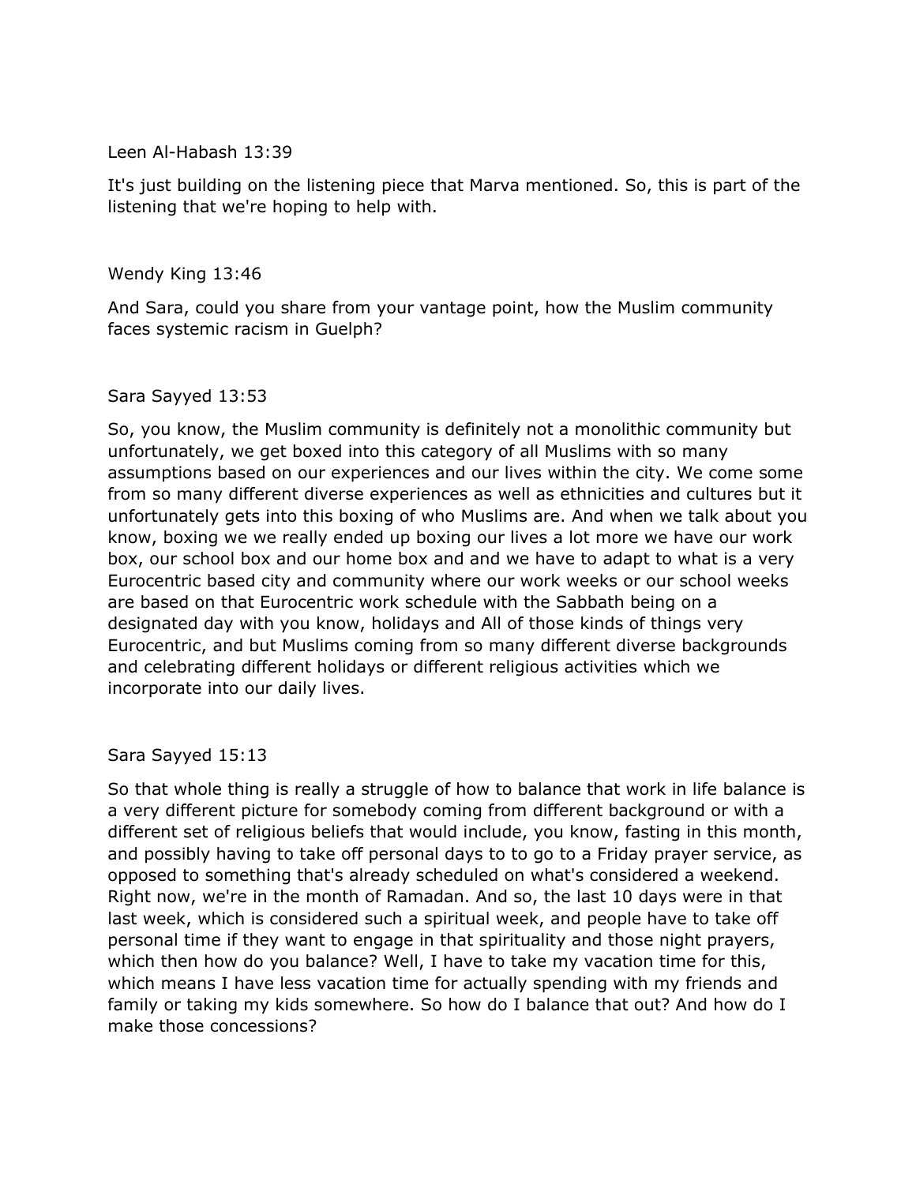Leen Al-Habash 13:39

It's just building on the listening piece that Marva mentioned. So, this is part of the listening that we're hoping to help with.

Wendy King 13:46

And Sara, could you share from your vantage point, how the Muslim community faces systemic racism in Guelph?

Sara Sayyed 13:53

So, you know, the Muslim community is definitely not a monolithic community but unfortunately, we get boxed into this category of all Muslims with so many assumptions based on our experiences and our lives within the city. We come some from so many different diverse experiences as well as ethnicities and cultures but it unfortunately gets into this boxing of who Muslims are. And when we talk about you know, boxing we we really ended up boxing our lives a lot more we have our work box, our school box and our home box and and we have to adapt to what is a very Eurocentric based city and community where our work weeks or our school weeks are based on that Eurocentric work schedule with the Sabbath being on a designated day with you know, holidays and All of those kinds of things very Eurocentric, and but Muslims coming from so many different diverse backgrounds and celebrating different holidays or different religious activities which we incorporate into our daily lives.

Sara Sayyed 15:13

So that whole thing is really a struggle of how to balance that work in life balance is a very different picture for somebody coming from different background or with a different set of religious beliefs that would include, you know, fasting in this month, and possibly having to take off personal days to to go to a Friday prayer service, as opposed to something that's already scheduled on what's considered a weekend. Right now, we're in the month of Ramadan. And so, the last 10 days were in that last week, which is considered such a spiritual week, and people have to take off personal time if they want to engage in that spirituality and those night prayers, which then how do you balance? Well, I have to take my vacation time for this, which means I have less vacation time for actually spending with my friends and family or taking my kids somewhere. So how do I balance that out? And how do I make those concessions?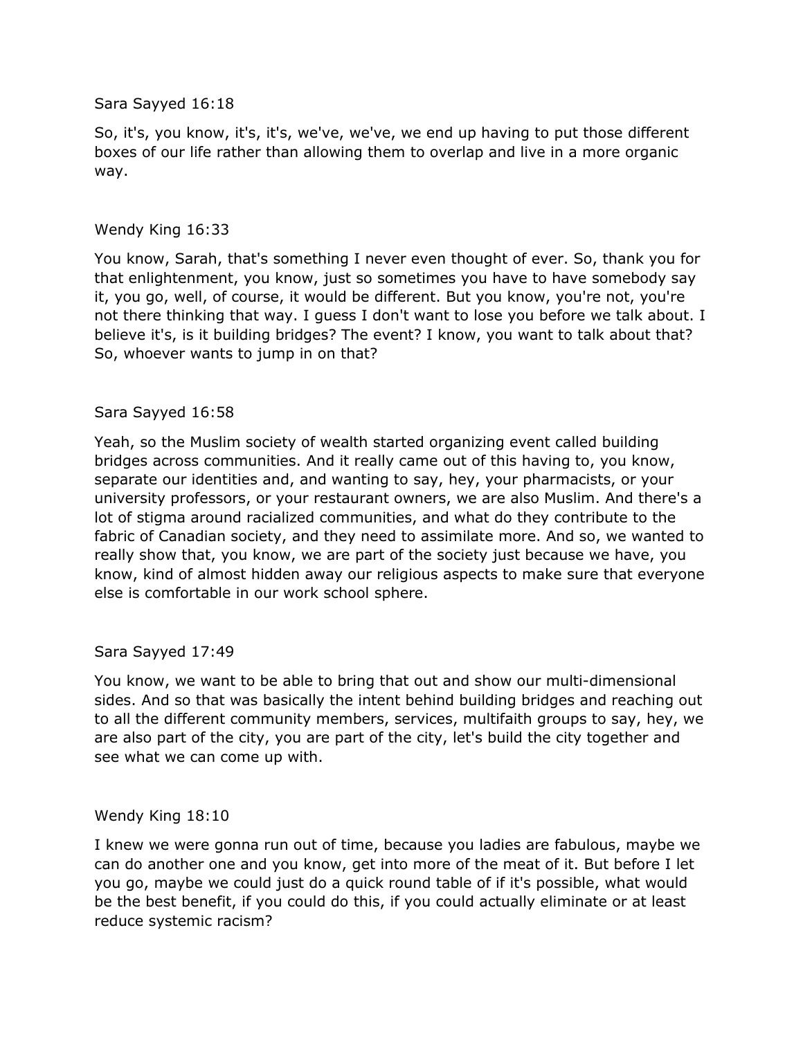Sara Sayyed 16:18

So, it's, you know, it's, it's, we've, we've, we end up having to put those different boxes of our life rather than allowing them to overlap and live in a more organic way.

Wendy King 16:33

You know, Sarah, that's something I never even thought of ever. So, thank you for that enlightenment, you know, just so sometimes you have to have somebody say it, you go, well, of course, it would be different. But you know, you're not, you're not there thinking that way. I guess I don't want to lose you before we talk about. I believe it's, is it building bridges? The event? I know, you want to talk about that? So, whoever wants to jump in on that?

Sara Sayyed 16:58

Yeah, so the Muslim society of wealth started organizing event called building bridges across communities. And it really came out of this having to, you know, separate our identities and, and wanting to say, hey, your pharmacists, or your university professors, or your restaurant owners, we are also Muslim. And there's a lot of stigma around racialized communities, and what do they contribute to the fabric of Canadian society, and they need to assimilate more. And so, we wanted to really show that, you know, we are part of the society just because we have, you know, kind of almost hidden away our religious aspects to make sure that everyone else is comfortable in our work school sphere.

Sara Sayyed 17:49

You know, we want to be able to bring that out and show our multi-dimensional sides. And so that was basically the intent behind building bridges and reaching out to all the different community members, services, multifaith groups to say, hey, we are also part of the city, you are part of the city, let's build the city together and see what we can come up with.

Wendy King 18:10

I knew we were gonna run out of time, because you ladies are fabulous, maybe we can do another one and you know, get into more of the meat of it. But before I let you go, maybe we could just do a quick round table of if it's possible, what would be the best benefit, if you could do this, if you could actually eliminate or at least reduce systemic racism?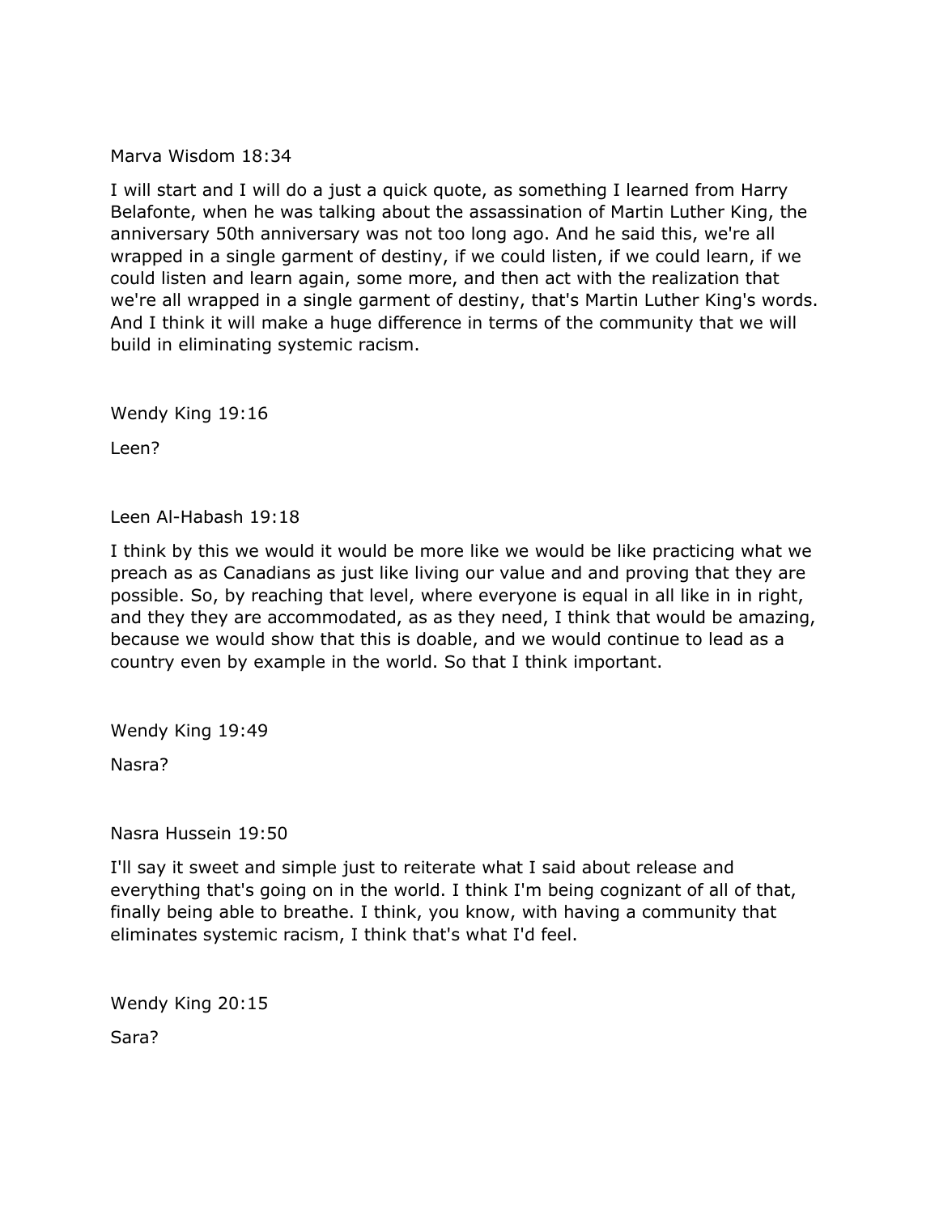Marva Wisdom 18:34

I will start and I will do a just a quick quote, as something I learned from Harry Belafonte, when he was talking about the assassination of Martin Luther King, the anniversary 50th anniversary was not too long ago. And he said this, we're all wrapped in a single garment of destiny, if we could listen, if we could learn, if we could listen and learn again, some more, and then act with the realization that we're all wrapped in a single garment of destiny, that's Martin Luther King's words. And I think it will make a huge difference in terms of the community that we will build in eliminating systemic racism.

Wendy King 19:16

Leen?

Leen Al-Habash 19:18

I think by this we would it would be more like we would be like practicing what we preach as as Canadians as just like living our value and and proving that they are possible. So, by reaching that level, where everyone is equal in all like in in right, and they they are accommodated, as as they need, I think that would be amazing, because we would show that this is doable, and we would continue to lead as a country even by example in the world. So that I think important.

Wendy King 19:49

Nasra?

Nasra Hussein 19:50

I'll say it sweet and simple just to reiterate what I said about release and everything that's going on in the world. I think I'm being cognizant of all of that, finally being able to breathe. I think, you know, with having a community that eliminates systemic racism, I think that's what I'd feel.

Wendy King 20:15

Sara?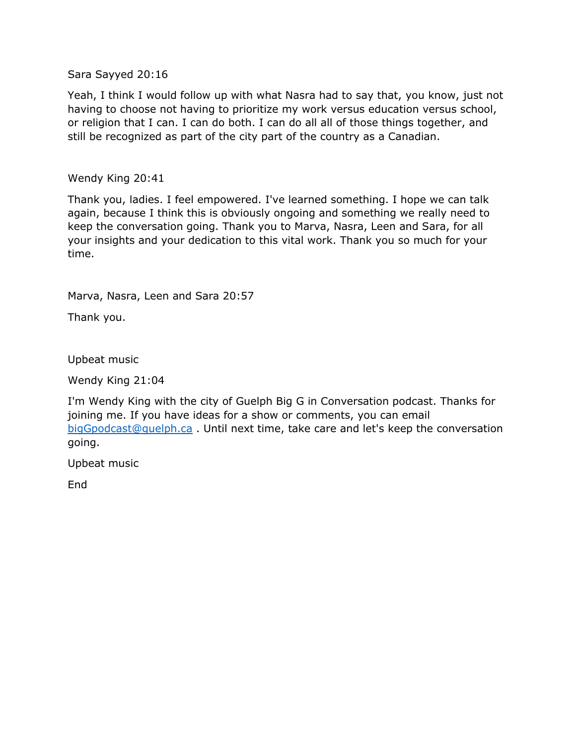Sara Sayyed 20:16

Yeah, I think I would follow up with what Nasra had to say that, you know, just not having to choose not having to prioritize my work versus education versus school, or religion that I can. I can do both. I can do all all of those things together, and still be recognized as part of the city part of the country as a Canadian.

Wendy King 20:41

Thank you, ladies. I feel empowered. I've learned something. I hope we can talk again, because I think this is obviously ongoing and something we really need to keep the conversation going. Thank you to Marva, Nasra, Leen and Sara, for all your insights and your dedication to this vital work. Thank you so much for your time.

Marva, Nasra, Leen and Sara 20:57

Thank you.

Upbeat music

Wendy King 21:04

I'm Wendy King with the city of Guelph Big G in Conversation podcast. Thanks for joining me. If you have ideas for a show or comments, you can email [bigGpodcast@guelph.ca](mailto:bigGpodcast@guelph.ca) . Until next time, take care and let's keep the conversation going.

Upbeat music

End